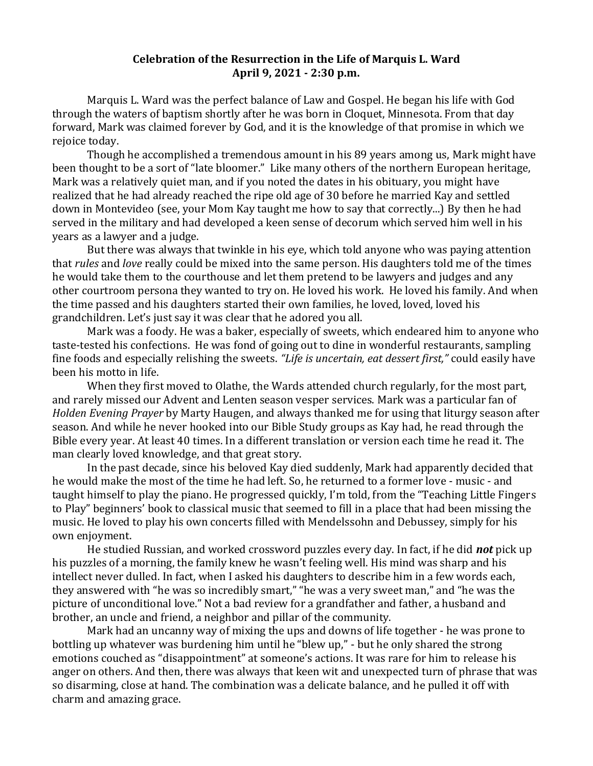**Celebration of the Resurrection in the Life of Marquis L. Ward**
**April 9, 2021 - 2:30 p.m.**

Marquis L. Ward was the perfect balance of Law and Gospel. He began his life with God through the waters of baptism shortly after he was born in Cloquet, Minnesota. From that day forward, Mark was claimed forever by God, and it is the knowledge of that promise in which we rejoice today.

Though he accomplished a tremendous amount in his 89 years among us, Mark might have been thought to be a sort of "late bloomer." Like many others of the northern European heritage, Mark was a relatively quiet man, and if you noted the dates in his obituary, you might have realized that he had already reached the ripe old age of 30 before he married Kay and settled down in Montevideo (see, your Mom Kay taught me how to say that correctly...) By then he had served in the military and had developed a keen sense of decorum which served him well in his years as a lawyer and a judge.

But there was always that twinkle in his eye, which told anyone who was paying attention that *rules* and *love* really could be mixed into the same person. His daughters told me of the times he would take them to the courthouse and let them pretend to be lawyers and judges and any other courtroom persona they wanted to try on. He loved his work. He loved his family. And when the time passed and his daughters started their own families, he loved, loved, loved his grandchildren. Let's just say it was clear that he adored you all.

Mark was a foody. He was a baker, especially of sweets, which endeared him to anyone who taste-tested his confections. He was fond of going out to dine in wonderful restaurants, sampling fine foods and especially relishing the sweets. *"Life is uncertain, eat dessert first,"* could easily have been his motto in life.

When they first moved to Olathe, the Wards attended church regularly, for the most part, and rarely missed our Advent and Lenten season vesper services. Mark was a particular fan of *Holden Evening Prayer* by Marty Haugen, and always thanked me for using that liturgy season after season. And while he never hooked into our Bible Study groups as Kay had, he read through the Bible every year. At least 40 times. In a different translation or version each time he read it. The man clearly loved knowledge, and that great story.

In the past decade, since his beloved Kay died suddenly, Mark had apparently decided that he would make the most of the time he had left. So, he returned to a former love - music - and taught himself to play the piano. He progressed quickly, I'm told, from the "Teaching Little Fingers to Play" beginners' book to classical music that seemed to fill in a place that had been missing the music. He loved to play his own concerts filled with Mendelssohn and Debussey, simply for his own enjoyment.

He studied Russian, and worked crossword puzzles every day. In fact, if he did ***not*** pick up his puzzles of a morning, the family knew he wasn't feeling well. His mind was sharp and his intellect never dulled. In fact, when I asked his daughters to describe him in a few words each, they answered with "he was so incredibly smart," "he was a very sweet man," and "he was the picture of unconditional love." Not a bad review for a grandfather and father, a husband and brother, an uncle and friend, a neighbor and pillar of the community.

Mark had an uncanny way of mixing the ups and downs of life together - he was prone to bottling up whatever was burdening him until he "blew up," - but he only shared the strong emotions couched as "disappointment" at someone's actions. It was rare for him to release his anger on others. And then, there was always that keen wit and unexpected turn of phrase that was so disarming, close at hand. The combination was a delicate balance, and he pulled it off with charm and amazing grace.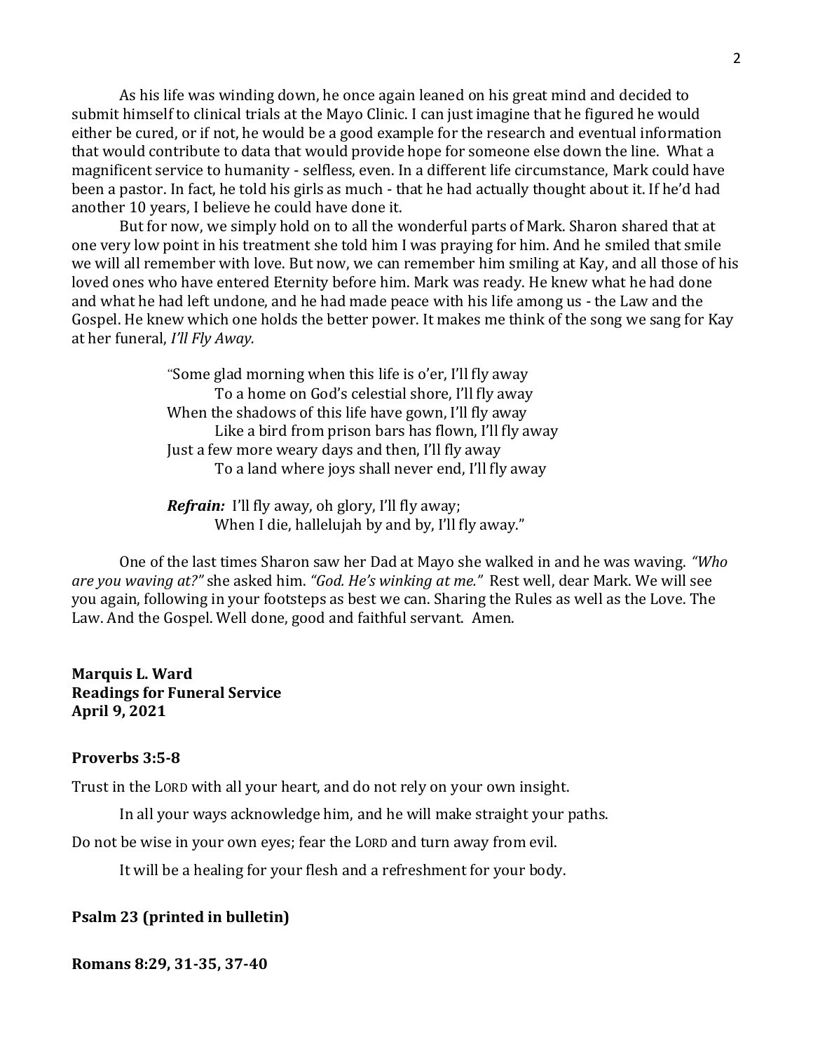As his life was winding down, he once again leaned on his great mind and decided to submit himself to clinical trials at the Mayo Clinic. I can just imagine that he figured he would either be cured, or if not, he would be a good example for the research and eventual information that would contribute to data that would provide hope for someone else down the line. What a magnificent service to humanity - selfless, even. In a different life circumstance, Mark could have been a pastor. In fact, he told his girls as much - that he had actually thought about it. If he'd had another 10 years, I believe he could have done it.

But for now, we simply hold on to all the wonderful parts of Mark. Sharon shared that at one very low point in his treatment she told him I was praying for him. And he smiled that smile we will all remember with love. But now, we can remember him smiling at Kay, and all those of his loved ones who have entered Eternity before him. Mark was ready. He knew what he had done and what he had left undone, and he had made peace with his life among us - the Law and the Gospel. He knew which one holds the better power. It makes me think of the song we sang for Kay at her funeral, *I'll Fly Away.*

> "Some glad morning when this life is o'er, I'll fly away
> To a home on God's celestial shore, I'll fly away
> When the shadows of this life have gown, I'll fly away
> Like a bird from prison bars has flown, I'll fly away
> Just a few more weary days and then, I'll fly away
> To a land where joys shall never end, I'll fly away
>
> ***Refrain:*** I'll fly away, oh glory, I'll fly away;
> When I die, hallelujah by and by, I'll fly away."

One of the last times Sharon saw her Dad at Mayo she walked in and he was waving. *"Who are you waving at?"* she asked him. *"God. He's winking at me."* Rest well, dear Mark. We will see you again, following in your footsteps as best we can. Sharing the Rules as well as the Love. The Law. And the Gospel. Well done, good and faithful servant. Amen.

**Marquis L. Ward**
**Readings for Funeral Service**
**April 9, 2021**

**Proverbs 3:5-8**

Trust in the LORD with all your heart, and do not rely on your own insight.

In all your ways acknowledge him, and he will make straight your paths.

Do not be wise in your own eyes; fear the LORD and turn away from evil.

It will be a healing for your flesh and a refreshment for your body.

**Psalm 23 (printed in bulletin)**

**Romans 8:29, 31-35, 37-40**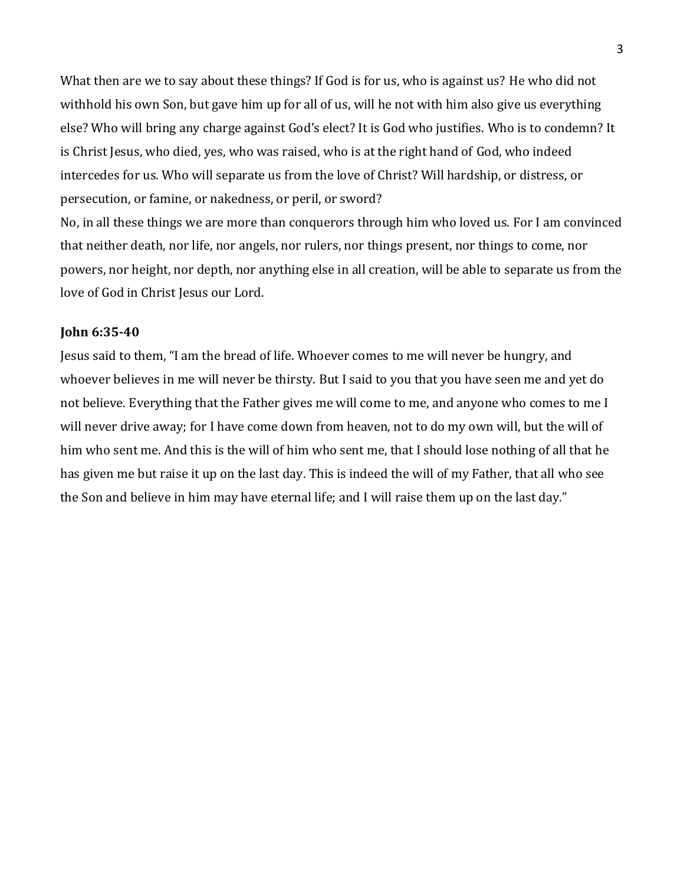What then are we to say about these things? If God is for us, who is against us? He who did not withhold his own Son, but gave him up for all of us, will he not with him also give us everything else? Who will bring any charge against God's elect? It is God who justifies. Who is to condemn? It is Christ Jesus, who died, yes, who was raised, who is at the right hand of God, who indeed intercedes for us. Who will separate us from the love of Christ? Will hardship, or distress, or persecution, or famine, or nakedness, or peril, or sword?

No, in all these things we are more than conquerors through him who loved us. For I am convinced that neither death, nor life, nor angels, nor rulers, nor things present, nor things to come, nor powers, nor height, nor depth, nor anything else in all creation, will be able to separate us from the love of God in Christ Jesus our Lord.

**John 6:35-40**

Jesus said to them, "I am the bread of life. Whoever comes to me will never be hungry, and whoever believes in me will never be thirsty. But I said to you that you have seen me and yet do not believe. Everything that the Father gives me will come to me, and anyone who comes to me I will never drive away; for I have come down from heaven, not to do my own will, but the will of him who sent me. And this is the will of him who sent me, that I should lose nothing of all that he has given me but raise it up on the last day. This is indeed the will of my Father, that all who see the Son and believe in him may have eternal life; and I will raise them up on the last day."